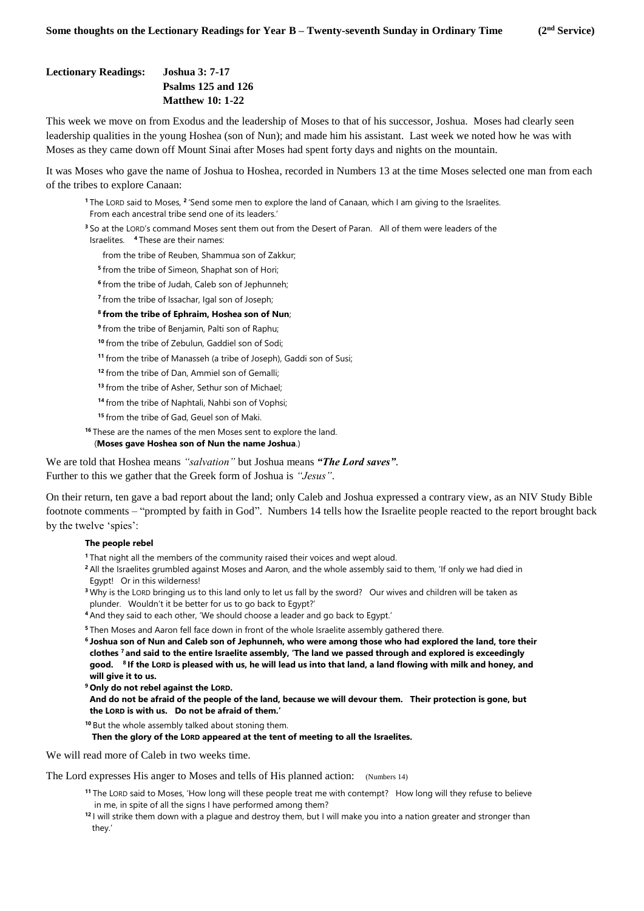**Some thoughts on the Lectionary Readings for Year B – Twenty-seventh Sunday in Ordinary Time (2nd Service)**

**Lectionary Readings: Joshua 3: 7-17**
**Psalms 125 and 126**
**Matthew 10: 1-22**

This week we move on from Exodus and the leadership of Moses to that of his successor, Joshua. Moses had clearly seen leadership qualities in the young Hoshea (son of Nun); and made him his assistant. Last week we noted how he was with Moses as they came down off Mount Sinai after Moses had spent forty days and nights on the mountain.

It was Moses who gave the name of Joshua to Hoshea, recorded in Numbers 13 at the time Moses selected one man from each of the tribes to explore Canaan:

> [1] The LORD said to Moses, [2] 'Send some men to explore the land of Canaan, which I am giving to the Israelites. From each ancestral tribe send one of its leaders.'
>
> [3] So at the LORD's command Moses sent them out from the Desert of Paran. All of them were leaders of the Israelites. [4] These are their names:
>
> from the tribe of Reuben, Shammua son of Zakkur;
> [5] from the tribe of Simeon, Shaphat son of Hori;
> [6] from the tribe of Judah, Caleb son of Jephunneh;
> [7] from the tribe of Issachar, Igal son of Joseph;
> **[8] from the tribe of Ephraim, Hoshea son of Nun**;
> [9] from the tribe of Benjamin, Palti son of Raphu;
> [10] from the tribe of Zebulun, Gaddiel son of Sodi;
> [11] from the tribe of Manasseh (a tribe of Joseph), Gaddi son of Susi;
> [12] from the tribe of Dan, Ammiel son of Gemalli;
> [13] from the tribe of Asher, Sethur son of Michael;
> [14] from the tribe of Naphtali, Nahbi son of Vophsi;
> [15] from the tribe of Gad, Geuel son of Maki.
>
> [16] These are the names of the men Moses sent to explore the land.
> (**Moses gave Hoshea son of Nun the name Joshua**.)

We are told that Hoshea means *"salvation"* but Joshua means ***"The Lord saves"***.
Further to this we gather that the Greek form of Joshua is *"Jesus"*.

On their return, ten gave a bad report about the land; only Caleb and Joshua expressed a contrary view, as an NIV Study Bible footnote comments – "prompted by faith in God". Numbers 14 tells how the Israelite people reacted to the report brought back by the twelve 'spies':

> **The people rebel**
>
> [1] That night all the members of the community raised their voices and wept aloud.
> [2] All the Israelites grumbled against Moses and Aaron, and the whole assembly said to them, 'If only we had died in Egypt! Or in this wilderness!
> [3] Why is the LORD bringing us to this land only to let us fall by the sword? Our wives and children will be taken as plunder. Wouldn't it be better for us to go back to Egypt?'
> [4] And they said to each other, 'We should choose a leader and go back to Egypt.'
> [5] Then Moses and Aaron fell face down in front of the whole Israelite assembly gathered there.
> **[6] Joshua son of Nun and Caleb son of Jephunneh, who were among those who had explored the land, tore their clothes [7] and said to the entire Israelite assembly, 'The land we passed through and explored is exceedingly good. [8] If the LORD is pleased with us, he will lead us into that land, a land flowing with milk and honey, and will give it to us.**
> **[9] Only do not rebel against the LORD.**
> **And do not be afraid of the people of the land, because we will devour them. Their protection is gone, but the LORD is with us. Do not be afraid of them.'**
> [10] But the whole assembly talked about stoning them.
> **Then the glory of the LORD appeared at the tent of meeting to all the Israelites.**

We will read more of Caleb in two weeks time.

The Lord expresses His anger to Moses and tells of His planned action: (Numbers 14)

> [11] The LORD said to Moses, 'How long will these people treat me with contempt? How long will they refuse to believe in me, in spite of all the signs I have performed among them?
> [12] I will strike them down with a plague and destroy them, but I will make you into a nation greater and stronger than they.'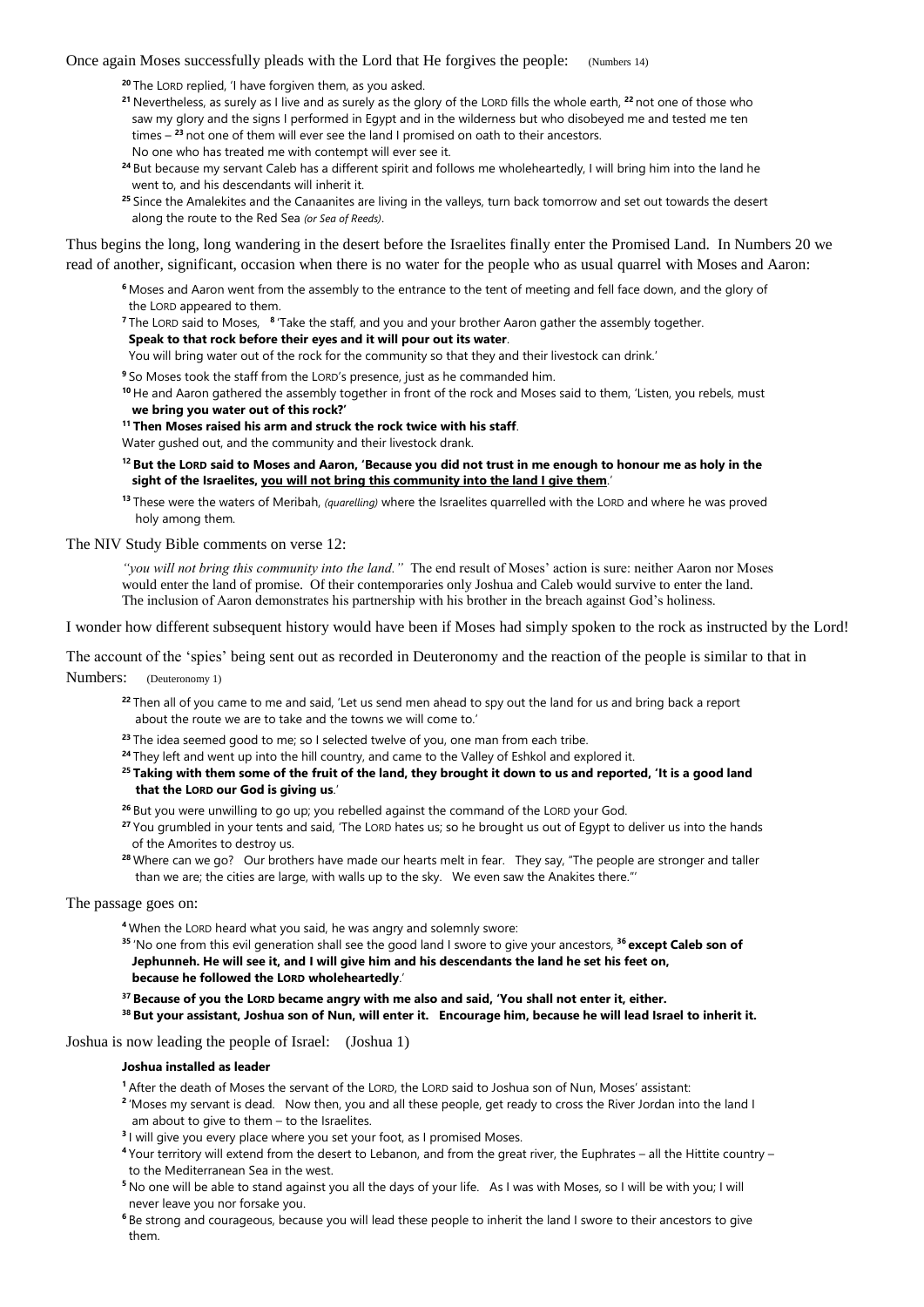Once again Moses successfully pleads with the Lord that He forgives the people: (Numbers 14)

> [20] The LORD replied, 'I have forgiven them, as you asked.
> [21] Nevertheless, as surely as I live and as surely as the glory of the LORD fills the whole earth, [22] not one of those who saw my glory and the signs I performed in Egypt and in the wilderness but who disobeyed me and tested me ten times – [23] not one of them will ever see the land I promised on oath to their ancestors.
> No one who has treated me with contempt will ever see it.
> [24] But because my servant Caleb has a different spirit and follows me wholeheartedly, I will bring him into the land he went to, and his descendants will inherit it.
> [25] Since the Amalekites and the Canaanites are living in the valleys, turn back tomorrow and set out towards the desert along the route to the Red Sea *(or Sea of Reeds)*.

Thus begins the long, long wandering in the desert before the Israelites finally enter the Promised Land. In Numbers 20 we read of another, significant, occasion when there is no water for the people who as usual quarrel with Moses and Aaron:

> [6] Moses and Aaron went from the assembly to the entrance to the tent of meeting and fell face down, and the glory of the LORD appeared to them.
> [7] The LORD said to Moses, [8] 'Take the staff, and you and your brother Aaron gather the assembly together.
> **Speak to that rock before their eyes and it will pour out its water**.
> You will bring water out of the rock for the community so that they and their livestock can drink.'
> [9] So Moses took the staff from the LORD's presence, just as he commanded him.
> [10] He and Aaron gathered the assembly together in front of the rock and Moses said to them, 'Listen, you rebels, must **we bring you water out of this rock?'**
> **[11] Then Moses raised his arm and struck the rock twice with his staff**.
> Water gushed out, and the community and their livestock drank.
> **[12] But the LORD said to Moses and Aaron, 'Because you did not trust in me enough to honour me as holy in the sight of the Israelites, <u>you will not bring this community into the land I give them</u>**.'
> [13] These were the waters of Meribah, *(quarelling)* where the Israelites quarrelled with the LORD and where he was proved holy among them.

The NIV Study Bible comments on verse 12:

> *"you will not bring this community into the land."* The end result of Moses' action is sure: neither Aaron nor Moses would enter the land of promise. Of their contemporaries only Joshua and Caleb would survive to enter the land. The inclusion of Aaron demonstrates his partnership with his brother in the breach against God's holiness.

I wonder how different subsequent history would have been if Moses had simply spoken to the rock as instructed by the Lord!

The account of the 'spies' being sent out as recorded in Deuteronomy and the reaction of the people is similar to that in Numbers: (Deuteronomy 1)

> [22] Then all of you came to me and said, 'Let us send men ahead to spy out the land for us and bring back a report about the route we are to take and the towns we will come to.'
> [23] The idea seemed good to me; so I selected twelve of you, one man from each tribe.
> [24] They left and went up into the hill country, and came to the Valley of Eshkol and explored it.
> **[25] Taking with them some of the fruit of the land, they brought it down to us and reported, 'It is a good land that the LORD our God is giving us**.'
> [26] But you were unwilling to go up; you rebelled against the command of the LORD your God.
> [27] You grumbled in your tents and said, 'The LORD hates us; so he brought us out of Egypt to deliver us into the hands of the Amorites to destroy us.
> [28] Where can we go? Our brothers have made our hearts melt in fear. They say, "The people are stronger and taller than we are; the cities are large, with walls up to the sky. We even saw the Anakites there."'

The passage goes on:

> [4] When the LORD heard what you said, he was angry and solemnly swore:
> [35] 'No one from this evil generation shall see the good land I swore to give your ancestors, [36] **except Caleb son of Jephunneh. He will see it, and I will give him and his descendants the land he set his feet on, because he followed the LORD wholeheartedly**.'
> **[37] Because of you the LORD became angry with me also and said, 'You shall not enter it, either.**
> **[38] But your assistant, Joshua son of Nun, will enter it. Encourage him, because he will lead Israel to inherit it.**

Joshua is now leading the people of Israel: (Joshua 1)

> **Joshua installed as leader**
>
> [1] After the death of Moses the servant of the LORD, the LORD said to Joshua son of Nun, Moses' assistant:
> [2] 'Moses my servant is dead. Now then, you and all these people, get ready to cross the River Jordan into the land I am about to give to them – to the Israelites.
> [3] I will give you every place where you set your foot, as I promised Moses.
> [4] Your territory will extend from the desert to Lebanon, and from the great river, the Euphrates – all the Hittite country – to the Mediterranean Sea in the west.
> [5] No one will be able to stand against you all the days of your life. As I was with Moses, so I will be with you; I will never leave you nor forsake you.
> [6] Be strong and courageous, because you will lead these people to inherit the land I swore to their ancestors to give them.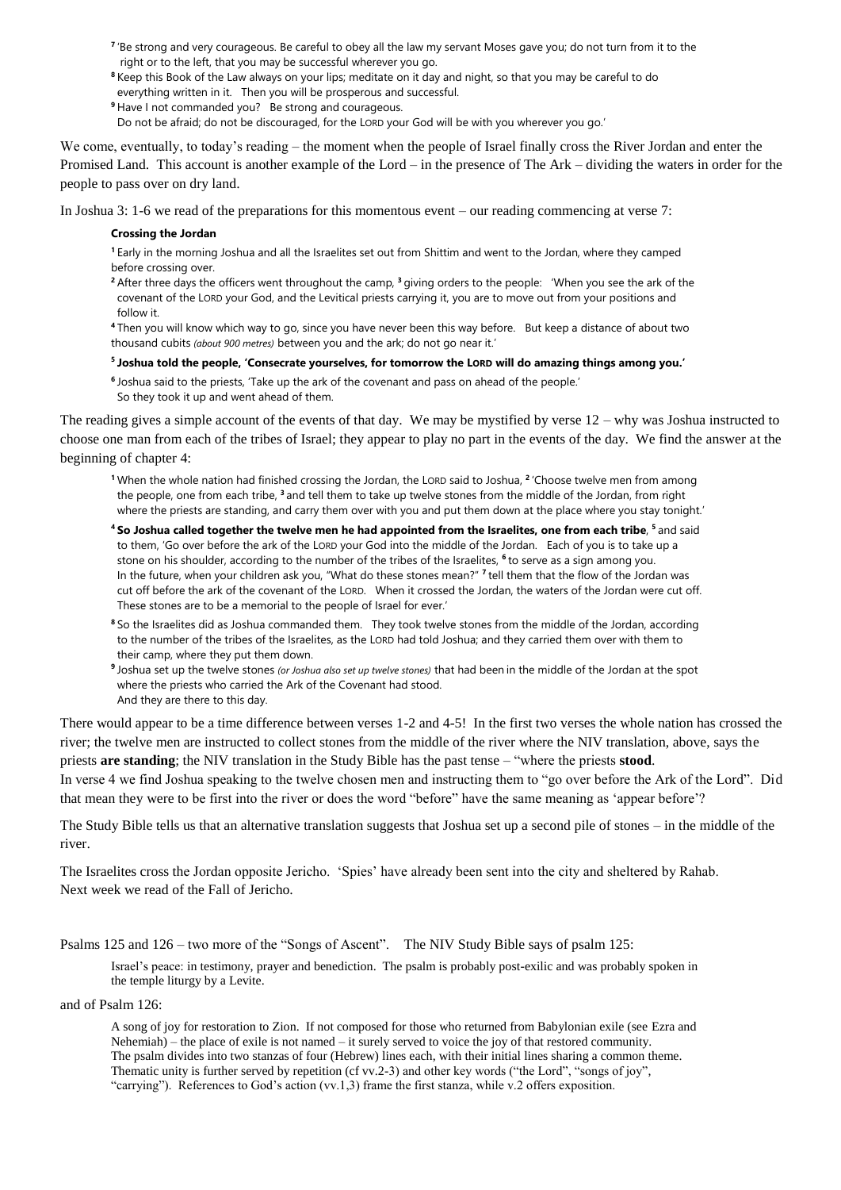[7] 'Be strong and very courageous. Be careful to obey all the law my servant Moses gave you; do not turn from it to the right or to the left, that you may be successful wherever you go.

[8] Keep this Book of the Law always on your lips; meditate on it day and night, so that you may be careful to do everything written in it. Then you will be prosperous and successful.

[9] Have I not commanded you? Be strong and courageous.
Do not be afraid; do not be discouraged, for the LORD your God will be with you wherever you go.'

We come, eventually, to today's reading – the moment when the people of Israel finally cross the River Jordan and enter the Promised Land. This account is another example of the Lord – in the presence of The Ark – dividing the waters in order for the people to pass over on dry land.

In Joshua 3: 1-6 we read of the preparations for this momentous event – our reading commencing at verse 7:

**Crossing the Jordan**

[1] Early in the morning Joshua and all the Israelites set out from Shittim and went to the Jordan, where they camped before crossing over.

[2] After three days the officers went throughout the camp, [3] giving orders to the people: 'When you see the ark of the covenant of the LORD your God, and the Levitical priests carrying it, you are to move out from your positions and follow it.

[4] Then you will know which way to go, since you have never been this way before. But keep a distance of about two thousand cubits *(about 900 metres)* between you and the ark; do not go near it.'

**[5] Joshua told the people, 'Consecrate yourselves, for tomorrow the LORD will do amazing things among you.'**

[6] Joshua said to the priests, 'Take up the ark of the covenant and pass on ahead of the people.'
So they took it up and went ahead of them.

The reading gives a simple account of the events of that day. We may be mystified by verse 12 – why was Joshua instructed to choose one man from each of the tribes of Israel; they appear to play no part in the events of the day. We find the answer at the beginning of chapter 4:

[1] When the whole nation had finished crossing the Jordan, the LORD said to Joshua, [2] 'Choose twelve men from among the people, one from each tribe, [3] and tell them to take up twelve stones from the middle of the Jordan, from right where the priests are standing, and carry them over with you and put them down at the place where you stay tonight.'

**[4] So Joshua called together the twelve men he had appointed from the Israelites, one from each tribe**, [5] and said to them, 'Go over before the ark of the LORD your God into the middle of the Jordan. Each of you is to take up a stone on his shoulder, according to the number of the tribes of the Israelites, [6] to serve as a sign among you. In the future, when your children ask you, "What do these stones mean?" [7] tell them that the flow of the Jordan was cut off before the ark of the covenant of the LORD. When it crossed the Jordan, the waters of the Jordan were cut off. These stones are to be a memorial to the people of Israel for ever.'

[8] So the Israelites did as Joshua commanded them. They took twelve stones from the middle of the Jordan, according to the number of the tribes of the Israelites, as the LORD had told Joshua; and they carried them over with them to their camp, where they put them down.

[9] Joshua set up the twelve stones *(or Joshua also set up twelve stones)* that had been in the middle of the Jordan at the spot where the priests who carried the Ark of the Covenant had stood.
And they are there to this day.

There would appear to be a time difference between verses 1-2 and 4-5! In the first two verses the whole nation has crossed the river; the twelve men are instructed to collect stones from the middle of the river where the NIV translation, above, says the priests **are standing**; the NIV translation in the Study Bible has the past tense – "where the priests **stood**.
In verse 4 we find Joshua speaking to the twelve chosen men and instructing them to "go over before the Ark of the Lord". Did that mean they were to be first into the river or does the word "before" have the same meaning as 'appear before'?

The Study Bible tells us that an alternative translation suggests that Joshua set up a second pile of stones – in the middle of the river.

The Israelites cross the Jordan opposite Jericho. 'Spies' have already been sent into the city and sheltered by Rahab.
Next week we read of the Fall of Jericho.

Psalms 125 and 126 – two more of the "Songs of Ascent". The NIV Study Bible says of psalm 125:

> Israel's peace: in testimony, prayer and benediction. The psalm is probably post-exilic and was probably spoken in the temple liturgy by a Levite.

and of Psalm 126:

> A song of joy for restoration to Zion. If not composed for those who returned from Babylonian exile (see Ezra and Nehemiah) – the place of exile is not named – it surely served to voice the joy of that restored community. The psalm divides into two stanzas of four (Hebrew) lines each, with their initial lines sharing a common theme. Thematic unity is further served by repetition (cf vv.2-3) and other key words ("the Lord", "songs of joy", "carrying"). References to God's action (vv.1,3) frame the first stanza, while v.2 offers exposition.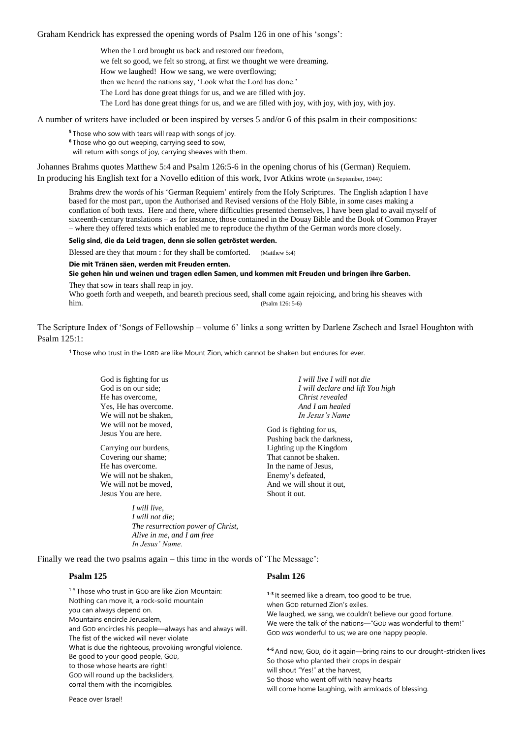Graham Kendrick has expressed the opening words of Psalm 126 in one of his 'songs':

> When the Lord brought us back and restored our freedom,
> we felt so good, we felt so strong, at first we thought we were dreaming.
> How we laughed! How we sang, we were overflowing;
> then we heard the nations say, 'Look what the Lord has done.'
> The Lord has done great things for us, and we are filled with joy.
> The Lord has done great things for us, and we are filled with joy, with joy, with joy, with joy.

A number of writers have included or been inspired by verses 5 and/or 6 of this psalm in their compositions:

> [5] Those who sow with tears will reap with songs of joy.
> [6] Those who go out weeping, carrying seed to sow,
> will return with songs of joy, carrying sheaves with them.

Johannes Brahms quotes Matthew 5:4 and Psalm 126:5-6 in the opening chorus of his (German) Requiem.
In producing his English text for a Novello edition of this work, Ivor Atkins wrote (in September, 1944):

> Brahms drew the words of his 'German Requiem' entirely from the Holy Scriptures. The English adaption I have based for the most part, upon the Authorised and Revised versions of the Holy Bible, in some cases making a conflation of both texts. Here and there, where difficulties presented themselves, I have been glad to avail myself of sixteenth-century translations – as for instance, those contained in the Douay Bible and the Book of Common Prayer – where they offered texts which enabled me to reproduce the rhythm of the German words more closely.
>
> **Selig sind, die da Leid tragen, denn sie sollen getröstet werden.**
>
> Blessed are they that mourn : for they shall be comforted. (Matthew 5:4)
>
> **Die mit Tränen säen, werden mit Freuden ernten.**
> **Sie gehen hin und weinen und tragen edlen Samen, und kommen mit Freuden und bringen ihre Garben.**
>
> They that sow in tears shall reap in joy.
> Who goeth forth and weepeth, and beareth precious seed, shall come again rejoicing, and bring his sheaves with him. (Psalm 126: 5-6)

The Scripture Index of 'Songs of Fellowship – volume 6' links a song written by Darlene Zschech and Israel Houghton with Psalm 125:1:

> [1] Those who trust in the LORD are like Mount Zion, which cannot be shaken but endures for ever.

God is fighting for us
God is on our side;
He has overcome,
Yes, He has overcome.
We will not be shaken,
We will not be moved,
Jesus You are here.

Carrying our burdens,
Covering our shame;
He has overcome.
We will not be shaken,
We will not be moved,
Jesus You are here.

*I will live,*
*I will not die;*
*The resurrection power of Christ,*
*Alive in me, and I am free*
*In Jesus' Name.*

*I will live I will not die*
*I will declare and lift You high*
*Christ revealed*
*And I am healed*
*In Jesus's Name*

God is fighting for us,
Pushing back the darkness,
Lighting up the Kingdom
That cannot be shaken.
In the name of Jesus,
Enemy's defeated,
And we will shout it out,
Shout it out.

Finally we read the two psalms again – this time in the words of 'The Message':

**Psalm 125**

[1-5] Those who trust in GOD are like Zion Mountain:
Nothing can move it, a rock-solid mountain
you can always depend on.
Mountains encircle Jerusalem,
and GOD encircles his people—always has and always will.
The fist of the wicked will never violate
What is due the righteous, provoking wrongful violence.
Be good to your good people, GOD,
to those whose hearts are right!
GOD will round up the backsliders,
corral them with the incorrigibles.

Peace over Israel!

**Psalm 126**

**[1-3]** It seemed like a dream, too good to be true,
when GOD returned Zion's exiles.
We laughed, we sang, we couldn't believe our good fortune.
We were the talk of the nations—"GOD was wonderful to them!"
GOD *was* wonderful to us; we are one happy people.

**[4-6]** And now, GOD, do it again—bring rains to our drought-stricken lives
So those who planted their crops in despair
will shout "Yes!" at the harvest,
So those who went off with heavy hearts
will come home laughing, with armloads of blessing.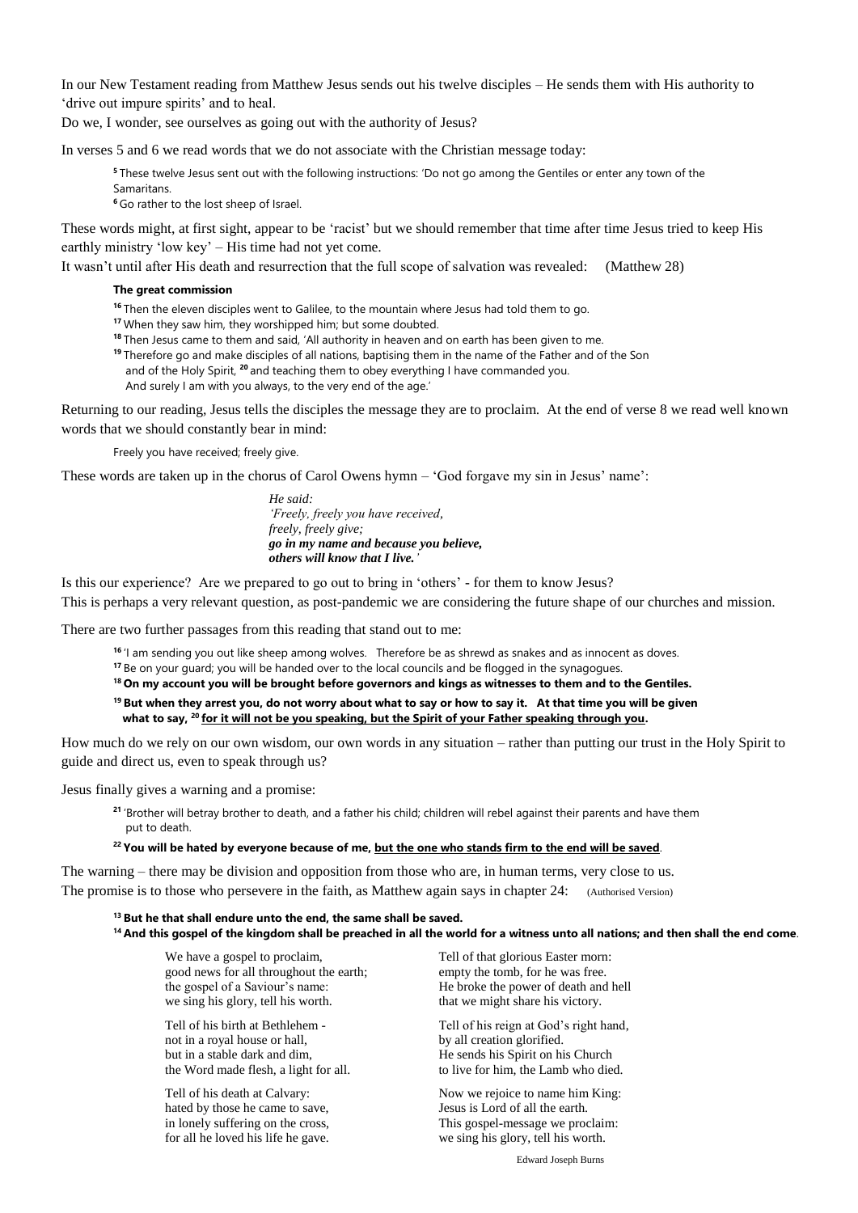In our New Testament reading from Matthew Jesus sends out his twelve disciples – He sends them with His authority to 'drive out impure spirits' and to heal.

Do we, I wonder, see ourselves as going out with the authority of Jesus?

In verses 5 and 6 we read words that we do not associate with the Christian message today:

> [5] These twelve Jesus sent out with the following instructions: 'Do not go among the Gentiles or enter any town of the Samaritans.
> [6] Go rather to the lost sheep of Israel.

These words might, at first sight, appear to be 'racist' but we should remember that time after time Jesus tried to keep His earthly ministry 'low key' – His time had not yet come.

It wasn't until after His death and resurrection that the full scope of salvation was revealed: (Matthew 28)

> **The great commission**
>
> [16] Then the eleven disciples went to Galilee, to the mountain where Jesus had told them to go.
> [17] When they saw him, they worshipped him; but some doubted.
> [18] Then Jesus came to them and said, 'All authority in heaven and on earth has been given to me.
> [19] Therefore go and make disciples of all nations, baptising them in the name of the Father and of the Son and of the Holy Spirit, [20] and teaching them to obey everything I have commanded you.
> And surely I am with you always, to the very end of the age.'

Returning to our reading, Jesus tells the disciples the message they are to proclaim. At the end of verse 8 we read well known words that we should constantly bear in mind:

> Freely you have received; freely give.

These words are taken up in the chorus of Carol Owens hymn – 'God forgave my sin in Jesus' name':

> *He said:*
> *'Freely, freely you have received,*
> *freely, freely give;*
> ***go in my name and because you believe,***
> ***others will know that I live.'***

Is this our experience? Are we prepared to go out to bring in 'others' - for them to know Jesus?

This is perhaps a very relevant question, as post-pandemic we are considering the future shape of our churches and mission.

There are two further passages from this reading that stand out to me:

> [16] 'I am sending you out like sheep among wolves. Therefore be as shrewd as snakes and as innocent as doves.
> [17] Be on your guard; you will be handed over to the local councils and be flogged in the synagogues.
> **[18] On my account you will be brought before governors and kings as witnesses to them and to the Gentiles.**
> **[19] But when they arrest you, do not worry about what to say or how to say it. At that time you will be given what to say, [20] <u>for it will not be you speaking, but the Spirit of your Father speaking through you</u>.**

How much do we rely on our own wisdom, our own words in any situation – rather than putting our trust in the Holy Spirit to guide and direct us, even to speak through us?

Jesus finally gives a warning and a promise:

> [21] 'Brother will betray brother to death, and a father his child; children will rebel against their parents and have them put to death.
>
> **[22] You will be hated by everyone because of me, <u>but the one who stands firm to the end will be saved</u>.**

The warning – there may be division and opposition from those who are, in human terms, very close to us.

The promise is to those who persevere in the faith, as Matthew again says in chapter 24: (Authorised Version)

> **[13] But he that shall endure unto the end, the same shall be saved.**
> **[14] And this gospel of the kingdom shall be preached in all the world for a witness unto all nations; and then shall the end come.**

We have a gospel to proclaim,
good news for all throughout the earth;
the gospel of a Saviour's name:
we sing his glory, tell his worth.

Tell of his birth at Bethlehem -
not in a royal house or hall,
but in a stable dark and dim,
the Word made flesh, a light for all.

Tell of his death at Calvary:
hated by those he came to save,
in lonely suffering on the cross,
for all he loved his life he gave.

Tell of that glorious Easter morn:
empty the tomb, for he was free.
He broke the power of death and hell
that we might share his victory.

Tell of his reign at God's right hand,
by all creation glorified.
He sends his Spirit on his Church
to live for him, the Lamb who died.

Now we rejoice to name him King:
Jesus is Lord of all the earth.
This gospel-message we proclaim:
we sing his glory, tell his worth.

Edward Joseph Burns